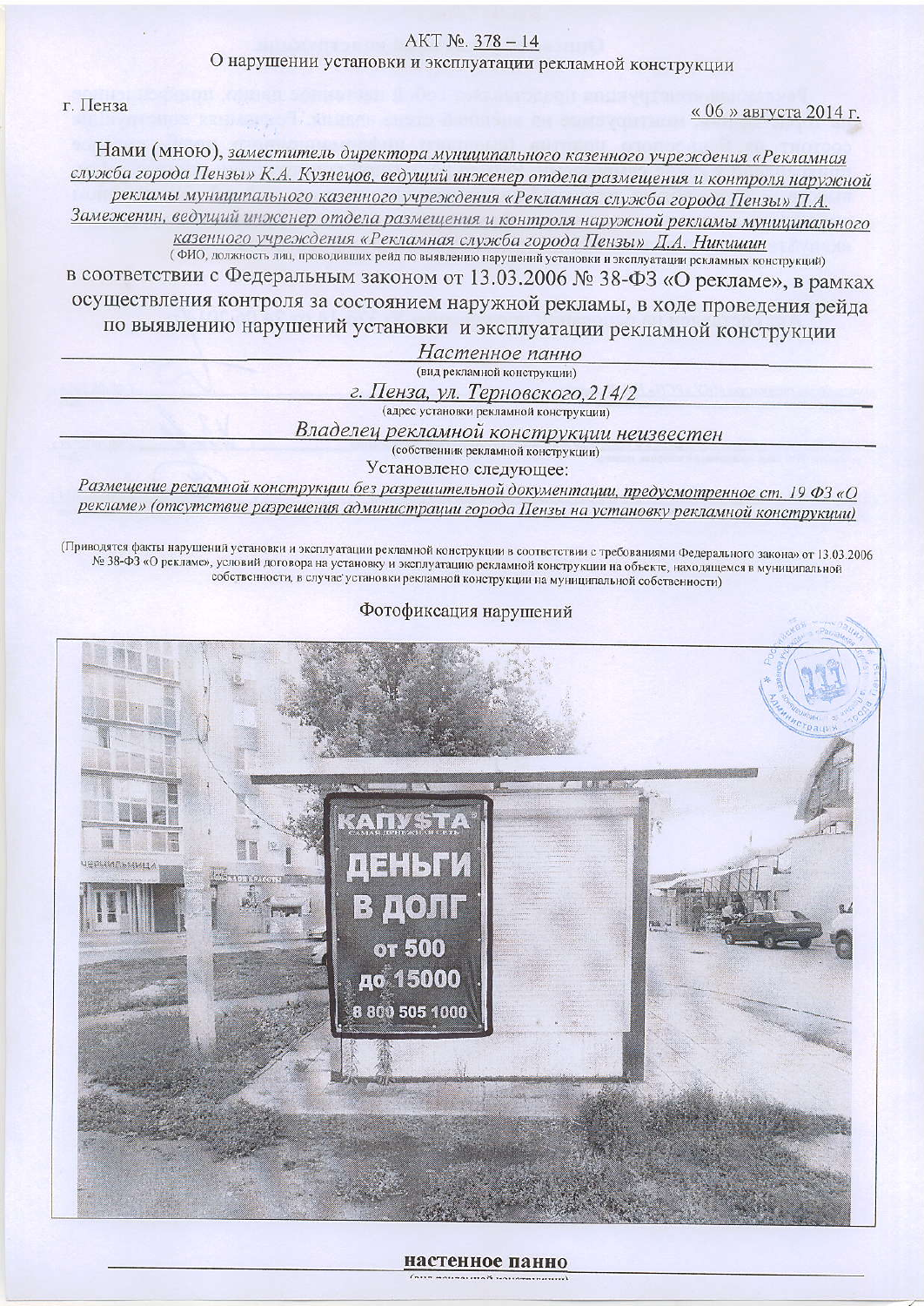# АКТ №. 378 – 14

О нарушении установки и эксплуатации рекламной конструкции

г. Пенза « 06 » августа 2014 г.

Нами (мною), *заместитель директора муниципального казенного учреждения «Рекламная служба города Пензы» К.А. Кузнецов, ведущий инженер отдела размещения и контроля наружной рекламы муниципального казенного учреждения «Рекламная служба города Пензы» П.А. Замеженин, ведущий инженер отдела размещения и контроля наружной рекламы муниципального казенного учреждения «Рекламная служба города Пензы» Д.А. Никишин*

(ФИО, должность лиц, проводивших рейд по выявлению нарушений установки и эксплуатации рекламных конструкций)

в соответствии с Федеральным законом от 13.03.2006 № 38-ФЗ «О рекламе», в рамках осуществления контроля за состоянием наружной рекламы, в ходе проведения рейда по выявлению нарушений установки и эксплуатации рекламной конструкции

*Настенное панно*

(вид рекламной конструкции)

*г. Пенза, ул. Терновского,214/2*

(адрес установки рекламной конструкции)

*Владелец рекламной конструкции неизвестен*

(собственник рекламной конструкции)

Установлено следующее:

*Размещение рекламной конструкции без разрешительной документации, предусмотренное ст. 19 ФЗ «О рекламе» (отсутствие разрешения администрации города Пензы на установку рекламной конструкции)*

(Приводятся факты нарушений установки и эксплуатации рекламной конструкции в соответствии с требованиями Федерального закона» от 13.03.2006 № 38-ФЗ «О рекламе», условий договора на установку и эксплуатацию рекламной конструкции на объекте, находящемся в муниципальной собственности, в случае установки рекламной конструкции на муниципальной собственности)

Фотофиксация нарушений

**настенное панно**

(вид рекламной конструкции)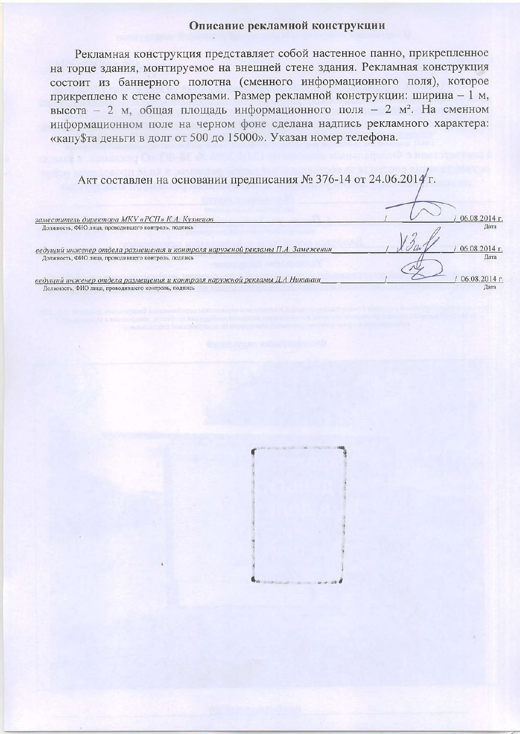## Описание рекламной конструкции

Рекламная конструкция представляет собой настенное панно, прикрепленное на торце здания, монтируемое на внешней стене здания. Рекламная конструкция состоит из баннерного полотна (сменного информационного поля), которое прикреплено к стене саморезами. Размер рекламной конструкции: ширина – 1 м, высота – 2 м, общая площадь информационного поля – 2 м². На сменном информационном поле на черном фоне сделана надпись рекламного характера: «капу$та деньги в долг от 500 до 15000». Указан номер телефона.

Акт составлен на основании предписания № 376-14 от 24.06.2014 г.

*заместитель директора МКУ «РСП» К.А. Кузнецов* / / 06.08.2014 г.
Должность, ФИО лица, проводившего контроль, подпись — Дата

*ведущий инженер отдела размещения и контроля наружной рекламы П.А. Замеженин* / / 06.08.2014 г.
Должность, ФИО лица, проводившего контроль, подпись — Дата

*ведущий инженер отдела размещения и контроля наружной рекламы Д.А Никишин* / / 06.08.2014 г.
Должность, ФИО лица, проводившего контроль, подпись — Дата